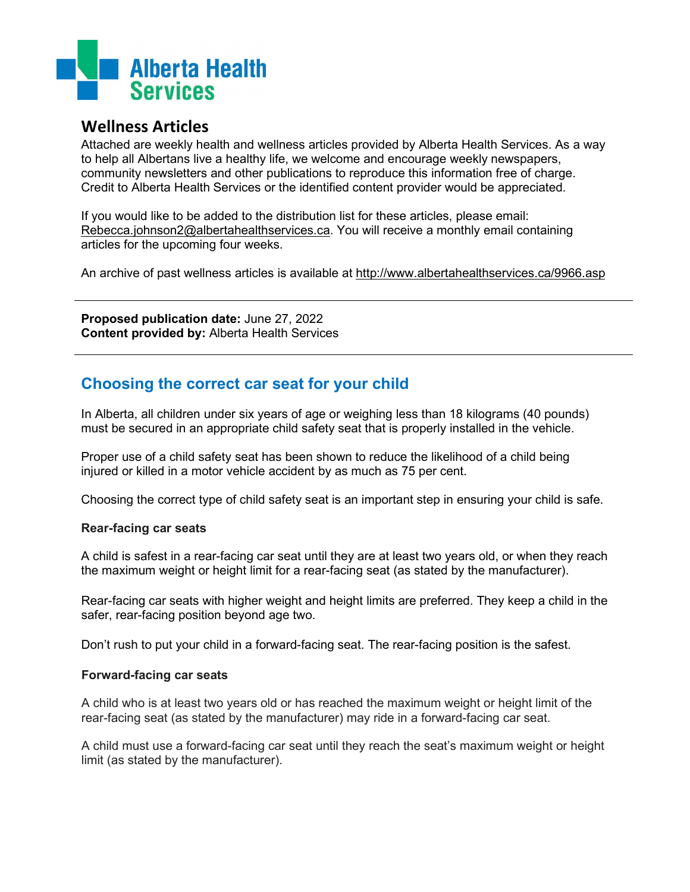Alberta Health Services

## Wellness Articles

Attached are weekly health and wellness articles provided by Alberta Health Services. As a way to help all Albertans live a healthy life, we welcome and encourage weekly newspapers, community newsletters and other publications to reproduce this information free of charge. Credit to Alberta Health Services or the identified content provider would be appreciated.

If you would like to be added to the distribution list for these articles, please email: Rebecca.johnson2@albertahealthservices.ca. You will receive a monthly email containing articles for the upcoming four weeks.

An archive of past wellness articles is available at http://www.albertahealthservices.ca/9966.asp

---

**Proposed publication date:** June 27, 2022
**Content provided by:** Alberta Health Services

---

# Choosing the correct car seat for your child

In Alberta, all children under six years of age or weighing less than 18 kilograms (40 pounds) must be secured in an appropriate child safety seat that is properly installed in the vehicle.

Proper use of a child safety seat has been shown to reduce the likelihood of a child being injured or killed in a motor vehicle accident by as much as 75 per cent.

Choosing the correct type of child safety seat is an important step in ensuring your child is safe.

**Rear-facing car seats**

A child is safest in a rear-facing car seat until they are at least two years old, or when they reach the maximum weight or height limit for a rear-facing seat (as stated by the manufacturer).

Rear-facing car seats with higher weight and height limits are preferred. They keep a child in the safer, rear-facing position beyond age two.

Don't rush to put your child in a forward-facing seat. The rear-facing position is the safest.

**Forward-facing car seats**

A child who is at least two years old or has reached the maximum weight or height limit of the rear-facing seat (as stated by the manufacturer) may ride in a forward-facing car seat.

A child must use a forward-facing car seat until they reach the seat's maximum weight or height limit (as stated by the manufacturer).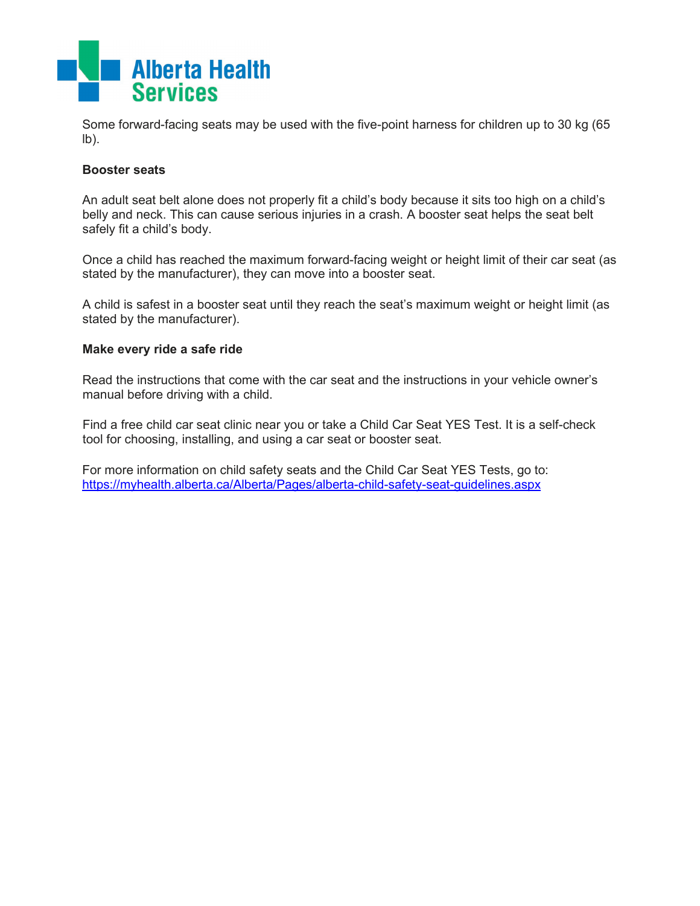Some forward-facing seats may be used with the five-point harness for children up to 30 kg (65 lb).

**Booster seats**

An adult seat belt alone does not properly fit a child's body because it sits too high on a child's belly and neck. This can cause serious injuries in a crash. A booster seat helps the seat belt safely fit a child's body.

Once a child has reached the maximum forward-facing weight or height limit of their car seat (as stated by the manufacturer), they can move into a booster seat.

A child is safest in a booster seat until they reach the seat's maximum weight or height limit (as stated by the manufacturer).

**Make every ride a safe ride**

Read the instructions that come with the car seat and the instructions in your vehicle owner's manual before driving with a child.

Find a free child car seat clinic near you or take a Child Car Seat YES Test. It is a self-check tool for choosing, installing, and using a car seat or booster seat.

For more information on child safety seats and the Child Car Seat YES Tests, go to: https://myhealth.alberta.ca/Alberta/Pages/alberta-child-safety-seat-guidelines.aspx